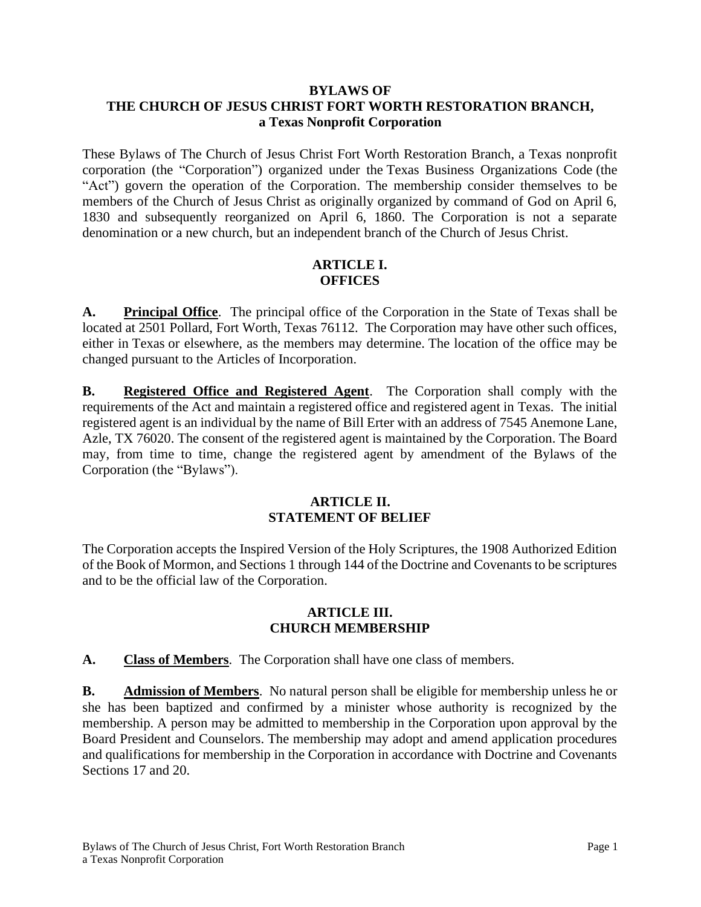# BYLAWS OF THE CHURCH OF JESUS CHRIST FORT WORTH RESTORATION BRANCH, a Texas Nonprofit Corporation

These Bylaws of The Church of Jesus Christ Fort Worth Restoration Branch, a Texas nonprofit corporation (the "Corporation") organized under the Texas Business Organizations Code (the "Act") govern the operation of the Corporation. The membership consider themselves to be members of the Church of Jesus Christ as originally organized by command of God on April 6, 1830 and subsequently reorganized on April 6, 1860. The Corporation is not a separate denomination or a new church, but an independent branch of the Church of Jesus Christ.

## ARTICLE I. OFFICES

**A. Principal Office**. The principal office of the Corporation in the State of Texas shall be located at 2501 Pollard, Fort Worth, Texas 76112. The Corporation may have other such offices, either in Texas or elsewhere, as the members may determine. The location of the office may be changed pursuant to the Articles of Incorporation.

**B. Registered Office and Registered Agent**. The Corporation shall comply with the requirements of the Act and maintain a registered office and registered agent in Texas. The initial registered agent is an individual by the name of Bill Erter with an address of 7545 Anemone Lane, Azle, TX 76020. The consent of the registered agent is maintained by the Corporation. The Board may, from time to time, change the registered agent by amendment of the Bylaws of the Corporation (the "Bylaws").

## ARTICLE II. STATEMENT OF BELIEF

The Corporation accepts the Inspired Version of the Holy Scriptures, the 1908 Authorized Edition of the Book of Mormon, and Sections 1 through 144 of the Doctrine and Covenants to be scriptures and to be the official law of the Corporation.

## ARTICLE III. CHURCH MEMBERSHIP

**A. Class of Members**. The Corporation shall have one class of members.

**B. Admission of Members**. No natural person shall be eligible for membership unless he or she has been baptized and confirmed by a minister whose authority is recognized by the membership. A person may be admitted to membership in the Corporation upon approval by the Board President and Counselors. The membership may adopt and amend application procedures and qualifications for membership in the Corporation in accordance with Doctrine and Covenants Sections 17 and 20.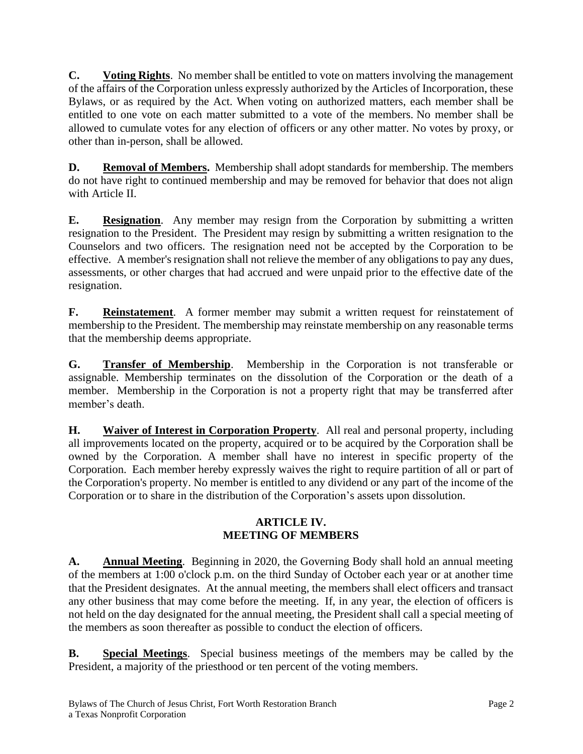**C. Voting Rights**. No member shall be entitled to vote on matters involving the management of the affairs of the Corporation unless expressly authorized by the Articles of Incorporation, these Bylaws, or as required by the Act. When voting on authorized matters, each member shall be entitled to one vote on each matter submitted to a vote of the members. No member shall be allowed to cumulate votes for any election of officers or any other matter. No votes by proxy, or other than in-person, shall be allowed.

**D. Removal of Members.** Membership shall adopt standards for membership. The members do not have right to continued membership and may be removed for behavior that does not align with Article II.

**E. Resignation**. Any member may resign from the Corporation by submitting a written resignation to the President. The President may resign by submitting a written resignation to the Counselors and two officers. The resignation need not be accepted by the Corporation to be effective. A member's resignation shall not relieve the member of any obligations to pay any dues, assessments, or other charges that had accrued and were unpaid prior to the effective date of the resignation.

**F. Reinstatement**. A former member may submit a written request for reinstatement of membership to the President. The membership may reinstate membership on any reasonable terms that the membership deems appropriate.

**G. Transfer of Membership**. Membership in the Corporation is not transferable or assignable. Membership terminates on the dissolution of the Corporation or the death of a member. Membership in the Corporation is not a property right that may be transferred after member's death.

**H. Waiver of Interest in Corporation Property**. All real and personal property, including all improvements located on the property, acquired or to be acquired by the Corporation shall be owned by the Corporation. A member shall have no interest in specific property of the Corporation. Each member hereby expressly waives the right to require partition of all or part of the Corporation's property. No member is entitled to any dividend or any part of the income of the Corporation or to share in the distribution of the Corporation's assets upon dissolution.

## ARTICLE IV.
## MEETING OF MEMBERS

**A. Annual Meeting**. Beginning in 2020, the Governing Body shall hold an annual meeting of the members at 1:00 o'clock p.m. on the third Sunday of October each year or at another time that the President designates. At the annual meeting, the members shall elect officers and transact any other business that may come before the meeting. If, in any year, the election of officers is not held on the day designated for the annual meeting, the President shall call a special meeting of the members as soon thereafter as possible to conduct the election of officers.

**B. Special Meetings**. Special business meetings of the members may be called by the President, a majority of the priesthood or ten percent of the voting members.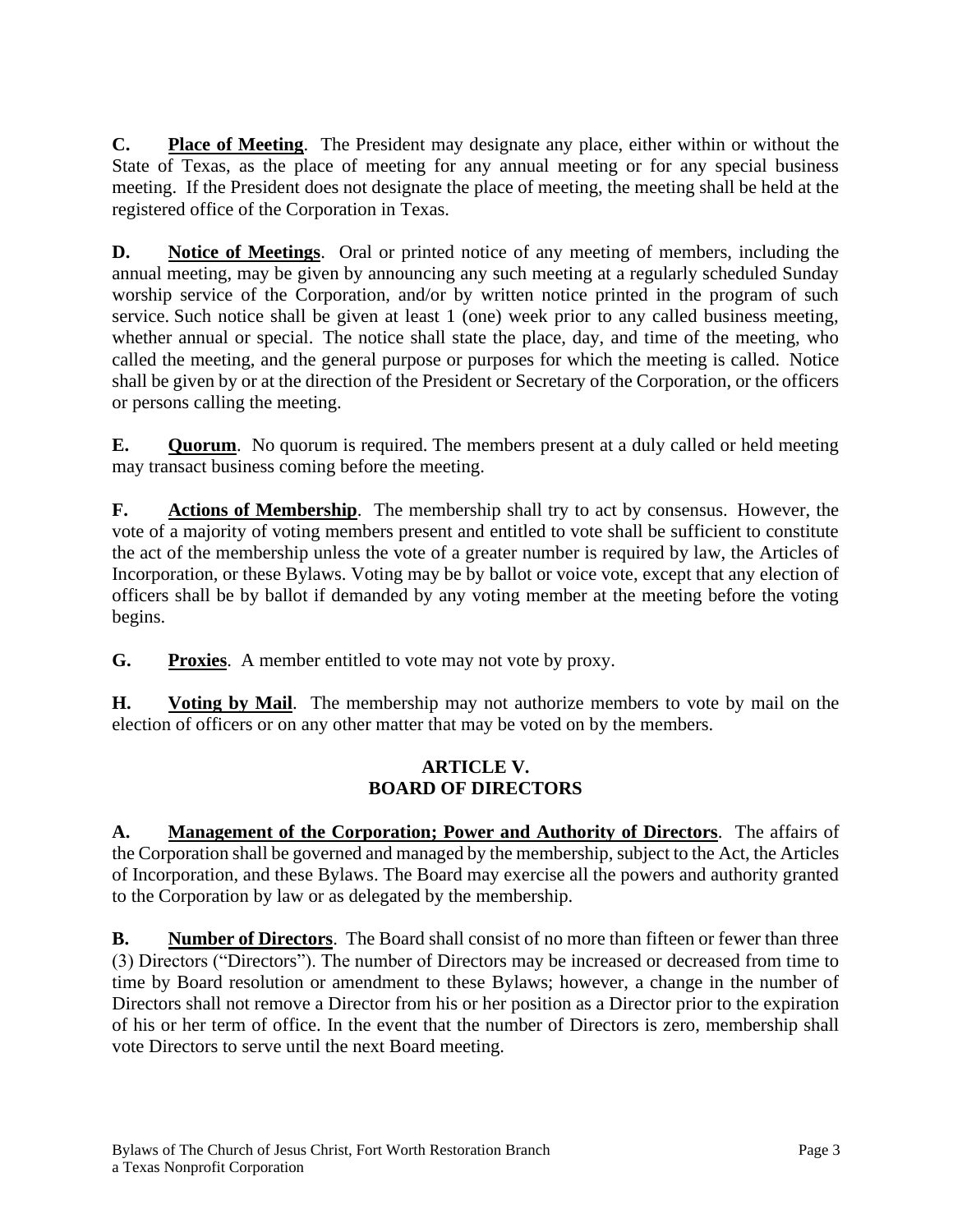**C. <u>Place of Meeting</u>**. The President may designate any place, either within or without the State of Texas, as the place of meeting for any annual meeting or for any special business meeting. If the President does not designate the place of meeting, the meeting shall be held at the registered office of the Corporation in Texas.

**D. <u>Notice of Meetings</u>**. Oral or printed notice of any meeting of members, including the annual meeting, may be given by announcing any such meeting at a regularly scheduled Sunday worship service of the Corporation, and/or by written notice printed in the program of such service. Such notice shall be given at least 1 (one) week prior to any called business meeting, whether annual or special. The notice shall state the place, day, and time of the meeting, who called the meeting, and the general purpose or purposes for which the meeting is called. Notice shall be given by or at the direction of the President or Secretary of the Corporation, or the officers or persons calling the meeting.

**E. <u>Quorum</u>**. No quorum is required. The members present at a duly called or held meeting may transact business coming before the meeting.

**F. <u>Actions of Membership</u>**. The membership shall try to act by consensus. However, the vote of a majority of voting members present and entitled to vote shall be sufficient to constitute the act of the membership unless the vote of a greater number is required by law, the Articles of Incorporation, or these Bylaws. Voting may be by ballot or voice vote, except that any election of officers shall be by ballot if demanded by any voting member at the meeting before the voting begins.

**G. <u>Proxies</u>**. A member entitled to vote may not vote by proxy.

**H. <u>Voting by Mail</u>**. The membership may not authorize members to vote by mail on the election of officers or on any other matter that may be voted on by the members.

## ARTICLE V.
## BOARD OF DIRECTORS

**A. <u>Management of the Corporation; Power and Authority of Directors</u>**. The affairs of the Corporation shall be governed and managed by the membership, subject to the Act, the Articles of Incorporation, and these Bylaws. The Board may exercise all the powers and authority granted to the Corporation by law or as delegated by the membership.

**B. <u>Number of Directors</u>**. The Board shall consist of no more than fifteen or fewer than three (3) Directors ("Directors"). The number of Directors may be increased or decreased from time to time by Board resolution or amendment to these Bylaws; however, a change in the number of Directors shall not remove a Director from his or her position as a Director prior to the expiration of his or her term of office. In the event that the number of Directors is zero, membership shall vote Directors to serve until the next Board meeting.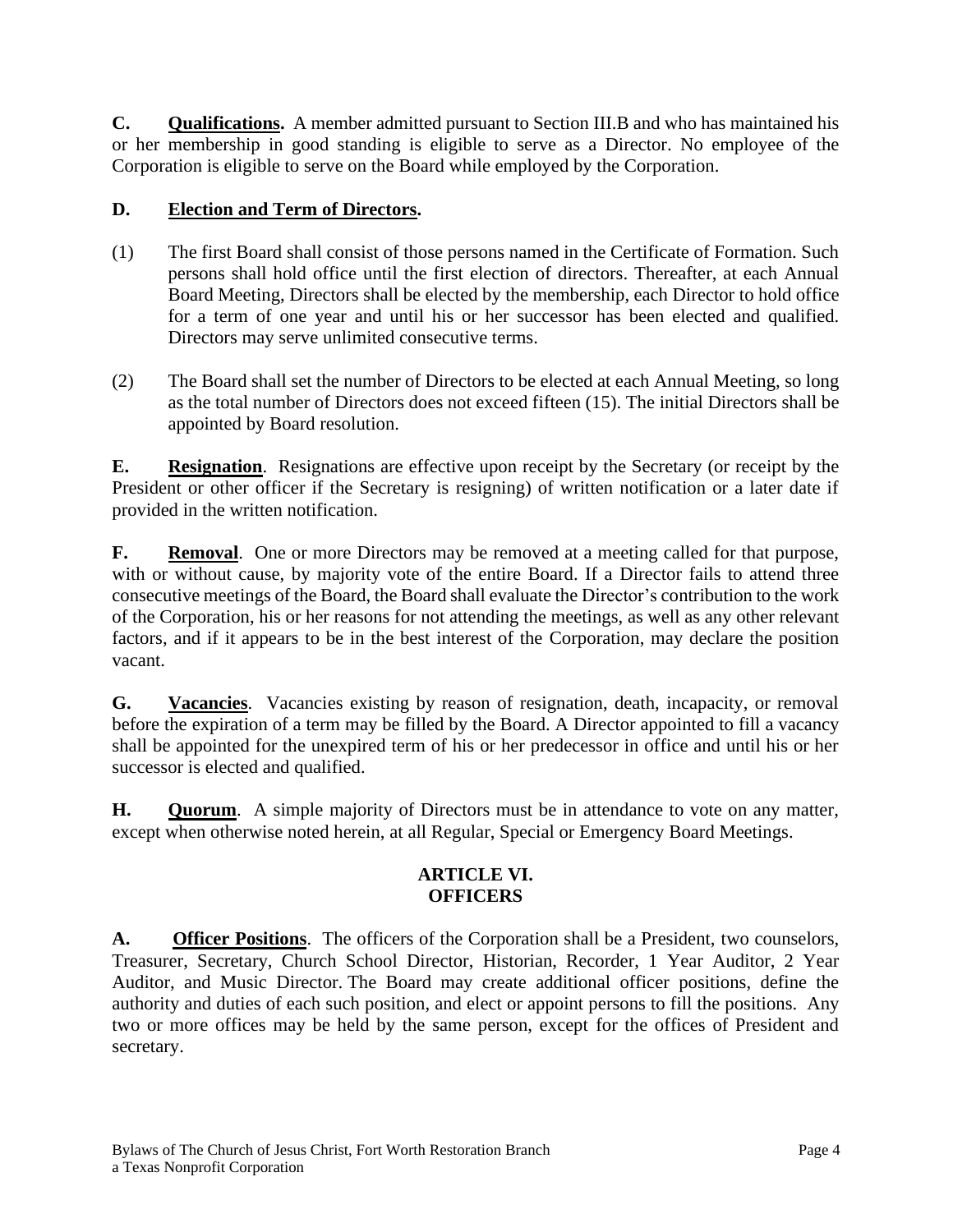**C. <u>Qualifications</u>.** A member admitted pursuant to Section III.B and who has maintained his or her membership in good standing is eligible to serve as a Director. No employee of the Corporation is eligible to serve on the Board while employed by the Corporation.

**D. <u>Election and Term of Directors</u>.**

(1) The first Board shall consist of those persons named in the Certificate of Formation. Such persons shall hold office until the first election of directors. Thereafter, at each Annual Board Meeting, Directors shall be elected by the membership, each Director to hold office for a term of one year and until his or her successor has been elected and qualified. Directors may serve unlimited consecutive terms.

(2) The Board shall set the number of Directors to be elected at each Annual Meeting, so long as the total number of Directors does not exceed fifteen (15). The initial Directors shall be appointed by Board resolution.

**E. <u>Resignation</u>**. Resignations are effective upon receipt by the Secretary (or receipt by the President or other officer if the Secretary is resigning) of written notification or a later date if provided in the written notification.

**F. <u>Removal</u>**. One or more Directors may be removed at a meeting called for that purpose, with or without cause, by majority vote of the entire Board. If a Director fails to attend three consecutive meetings of the Board, the Board shall evaluate the Director's contribution to the work of the Corporation, his or her reasons for not attending the meetings, as well as any other relevant factors, and if it appears to be in the best interest of the Corporation, may declare the position vacant.

**G. <u>Vacancies</u>**. Vacancies existing by reason of resignation, death, incapacity, or removal before the expiration of a term may be filled by the Board. A Director appointed to fill a vacancy shall be appointed for the unexpired term of his or her predecessor in office and until his or her successor is elected and qualified.

**H. <u>Quorum</u>**. A simple majority of Directors must be in attendance to vote on any matter, except when otherwise noted herein, at all Regular, Special or Emergency Board Meetings.

## ARTICLE VI.
## OFFICERS

**A. <u>Officer Positions</u>**. The officers of the Corporation shall be a President, two counselors, Treasurer, Secretary, Church School Director, Historian, Recorder, 1 Year Auditor, 2 Year Auditor, and Music Director. The Board may create additional officer positions, define the authority and duties of each such position, and elect or appoint persons to fill the positions. Any two or more offices may be held by the same person, except for the offices of President and secretary.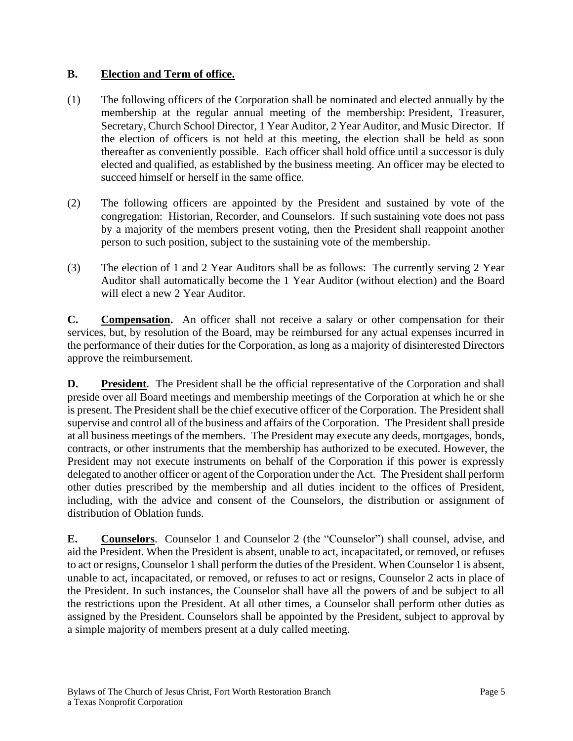**B. Election and Term of office.**

(1) The following officers of the Corporation shall be nominated and elected annually by the membership at the regular annual meeting of the membership: President, Treasurer, Secretary, Church School Director, 1 Year Auditor, 2 Year Auditor, and Music Director. If the election of officers is not held at this meeting, the election shall be held as soon thereafter as conveniently possible. Each officer shall hold office until a successor is duly elected and qualified, as established by the business meeting. An officer may be elected to succeed himself or herself in the same office.

(2) The following officers are appointed by the President and sustained by vote of the congregation: Historian, Recorder, and Counselors. If such sustaining vote does not pass by a majority of the members present voting, then the President shall reappoint another person to such position, subject to the sustaining vote of the membership.

(3) The election of 1 and 2 Year Auditors shall be as follows: The currently serving 2 Year Auditor shall automatically become the 1 Year Auditor (without election) and the Board will elect a new 2 Year Auditor.

**C. Compensation.** An officer shall not receive a salary or other compensation for their services, but, by resolution of the Board, may be reimbursed for any actual expenses incurred in the performance of their duties for the Corporation, as long as a majority of disinterested Directors approve the reimbursement.

**D. President**. The President shall be the official representative of the Corporation and shall preside over all Board meetings and membership meetings of the Corporation at which he or she is present. The President shall be the chief executive officer of the Corporation. The President shall supervise and control all of the business and affairs of the Corporation. The President shall preside at all business meetings of the members. The President may execute any deeds, mortgages, bonds, contracts, or other instruments that the membership has authorized to be executed. However, the President may not execute instruments on behalf of the Corporation if this power is expressly delegated to another officer or agent of the Corporation under the Act. The President shall perform other duties prescribed by the membership and all duties incident to the offices of President, including, with the advice and consent of the Counselors, the distribution or assignment of distribution of Oblation funds.

**E. Counselors**. Counselor 1 and Counselor 2 (the "Counselor") shall counsel, advise, and aid the President. When the President is absent, unable to act, incapacitated, or removed, or refuses to act or resigns, Counselor 1 shall perform the duties of the President. When Counselor 1 is absent, unable to act, incapacitated, or removed, or refuses to act or resigns, Counselor 2 acts in place of the President. In such instances, the Counselor shall have all the powers of and be subject to all the restrictions upon the President. At all other times, a Counselor shall perform other duties as assigned by the President. Counselors shall be appointed by the President, subject to approval by a simple majority of members present at a duly called meeting.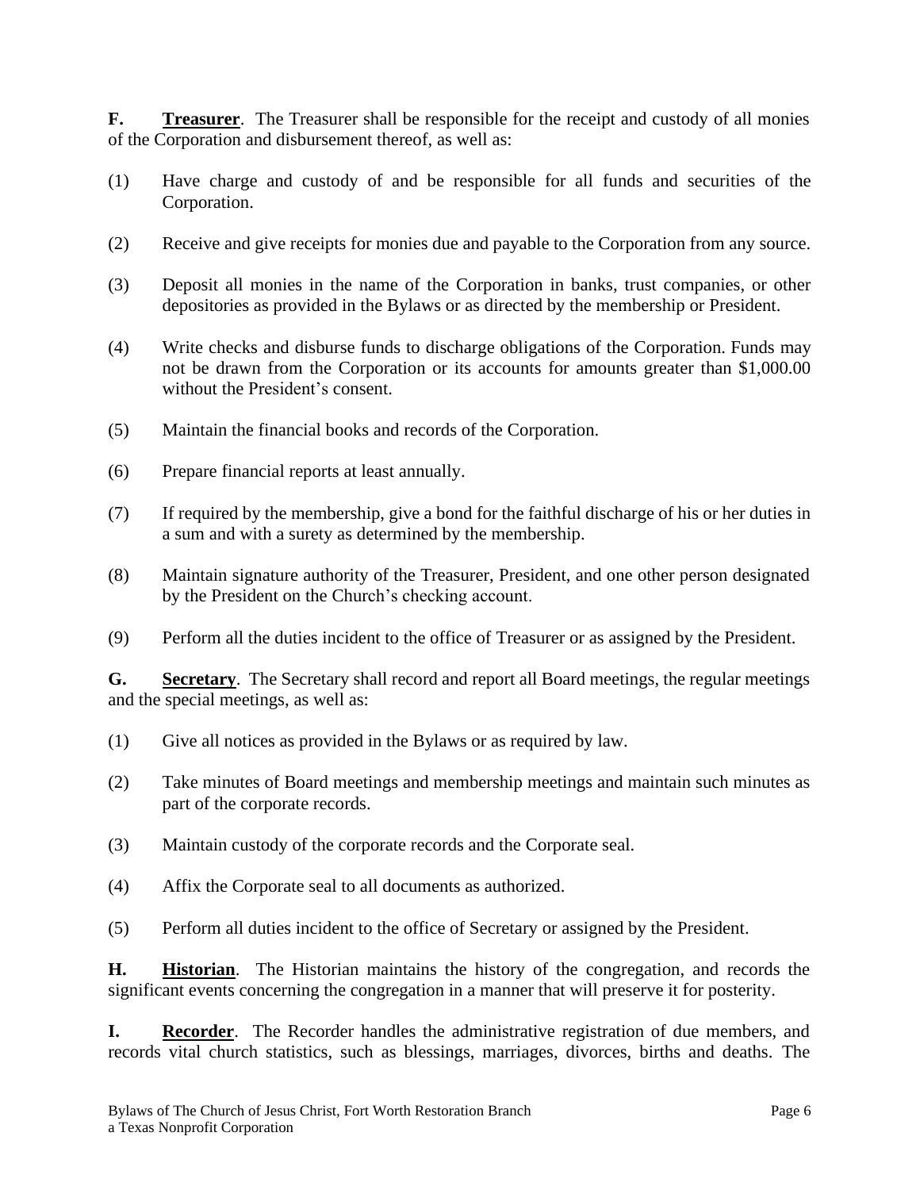**F. <u>Treasurer</u>**. The Treasurer shall be responsible for the receipt and custody of all monies of the Corporation and disbursement thereof, as well as:

(1) Have charge and custody of and be responsible for all funds and securities of the Corporation.

(2) Receive and give receipts for monies due and payable to the Corporation from any source.

(3) Deposit all monies in the name of the Corporation in banks, trust companies, or other depositories as provided in the Bylaws or as directed by the membership or President.

(4) Write checks and disburse funds to discharge obligations of the Corporation. Funds may not be drawn from the Corporation or its accounts for amounts greater than $1,000.00 without the President's consent.

(5) Maintain the financial books and records of the Corporation.

(6) Prepare financial reports at least annually.

(7) If required by the membership, give a bond for the faithful discharge of his or her duties in a sum and with a surety as determined by the membership.

(8) Maintain signature authority of the Treasurer, President, and one other person designated by the President on the Church's checking account.

(9) Perform all the duties incident to the office of Treasurer or as assigned by the President.

**G. <u>Secretary</u>**. The Secretary shall record and report all Board meetings, the regular meetings and the special meetings, as well as:

(1) Give all notices as provided in the Bylaws or as required by law.

(2) Take minutes of Board meetings and membership meetings and maintain such minutes as part of the corporate records.

(3) Maintain custody of the corporate records and the Corporate seal.

(4) Affix the Corporate seal to all documents as authorized.

(5) Perform all duties incident to the office of Secretary or assigned by the President.

**H. <u>Historian</u>**. The Historian maintains the history of the congregation, and records the significant events concerning the congregation in a manner that will preserve it for posterity.

**I. <u>Recorder</u>**. The Recorder handles the administrative registration of due members, and records vital church statistics, such as blessings, marriages, divorces, births and deaths. The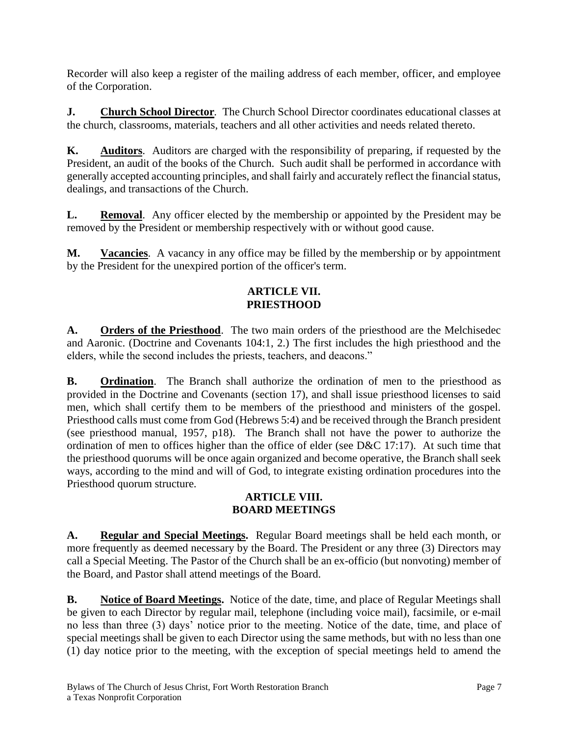Recorder will also keep a register of the mailing address of each member, officer, and employee of the Corporation.

**J. Church School Director**. The Church School Director coordinates educational classes at the church, classrooms, materials, teachers and all other activities and needs related thereto.

**K. Auditors**. Auditors are charged with the responsibility of preparing, if requested by the President, an audit of the books of the Church. Such audit shall be performed in accordance with generally accepted accounting principles, and shall fairly and accurately reflect the financial status, dealings, and transactions of the Church.

**L. Removal**. Any officer elected by the membership or appointed by the President may be removed by the President or membership respectively with or without good cause.

**M. Vacancies**. A vacancy in any office may be filled by the membership or by appointment by the President for the unexpired portion of the officer's term.

## ARTICLE VII.
## PRIESTHOOD

**A. Orders of the Priesthood**. The two main orders of the priesthood are the Melchisedec and Aaronic. (Doctrine and Covenants 104:1, 2.) The first includes the high priesthood and the elders, while the second includes the priests, teachers, and deacons."

**B. Ordination**. The Branch shall authorize the ordination of men to the priesthood as provided in the Doctrine and Covenants (section 17), and shall issue priesthood licenses to said men, which shall certify them to be members of the priesthood and ministers of the gospel. Priesthood calls must come from God (Hebrews 5:4) and be received through the Branch president (see priesthood manual, 1957, p18). The Branch shall not have the power to authorize the ordination of men to offices higher than the office of elder (see D&C 17:17). At such time that the priesthood quorums will be once again organized and become operative, the Branch shall seek ways, according to the mind and will of God, to integrate existing ordination procedures into the Priesthood quorum structure.

## ARTICLE VIII.
## BOARD MEETINGS

**A. Regular and Special Meetings.** Regular Board meetings shall be held each month, or more frequently as deemed necessary by the Board. The President or any three (3) Directors may call a Special Meeting. The Pastor of the Church shall be an ex-officio (but nonvoting) member of the Board, and Pastor shall attend meetings of the Board.

**B. Notice of Board Meetings.** Notice of the date, time, and place of Regular Meetings shall be given to each Director by regular mail, telephone (including voice mail), facsimile, or e-mail no less than three (3) days' notice prior to the meeting. Notice of the date, time, and place of special meetings shall be given to each Director using the same methods, but with no less than one (1) day notice prior to the meeting, with the exception of special meetings held to amend the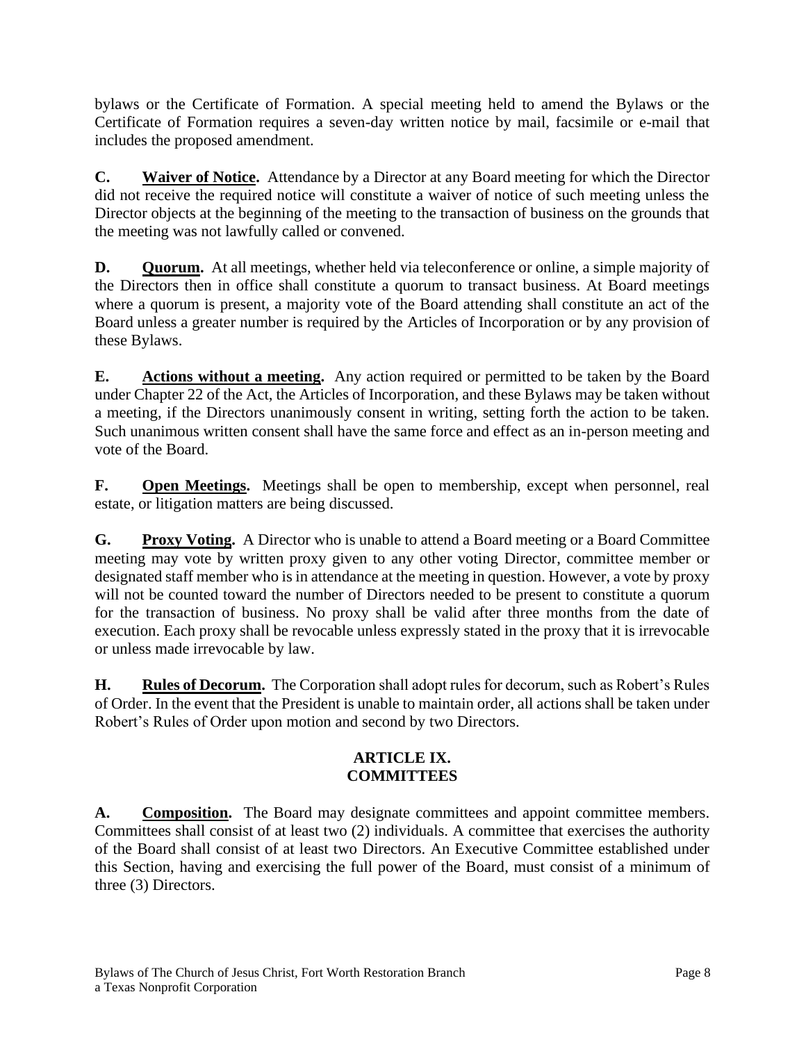bylaws or the Certificate of Formation. A special meeting held to amend the Bylaws or the Certificate of Formation requires a seven-day written notice by mail, facsimile or e-mail that includes the proposed amendment.

**C. Waiver of Notice.** Attendance by a Director at any Board meeting for which the Director did not receive the required notice will constitute a waiver of notice of such meeting unless the Director objects at the beginning of the meeting to the transaction of business on the grounds that the meeting was not lawfully called or convened.

**D. Quorum.** At all meetings, whether held via teleconference or online, a simple majority of the Directors then in office shall constitute a quorum to transact business. At Board meetings where a quorum is present, a majority vote of the Board attending shall constitute an act of the Board unless a greater number is required by the Articles of Incorporation or by any provision of these Bylaws.

**E. Actions without a meeting.** Any action required or permitted to be taken by the Board under Chapter 22 of the Act, the Articles of Incorporation, and these Bylaws may be taken without a meeting, if the Directors unanimously consent in writing, setting forth the action to be taken. Such unanimous written consent shall have the same force and effect as an in-person meeting and vote of the Board.

**F. Open Meetings.** Meetings shall be open to membership, except when personnel, real estate, or litigation matters are being discussed.

**G. Proxy Voting.** A Director who is unable to attend a Board meeting or a Board Committee meeting may vote by written proxy given to any other voting Director, committee member or designated staff member who is in attendance at the meeting in question. However, a vote by proxy will not be counted toward the number of Directors needed to be present to constitute a quorum for the transaction of business. No proxy shall be valid after three months from the date of execution. Each proxy shall be revocable unless expressly stated in the proxy that it is irrevocable or unless made irrevocable by law.

**H. Rules of Decorum.** The Corporation shall adopt rules for decorum, such as Robert's Rules of Order. In the event that the President is unable to maintain order, all actions shall be taken under Robert's Rules of Order upon motion and second by two Directors.

## ARTICLE IX. COMMITTEES

**A. Composition.** The Board may designate committees and appoint committee members. Committees shall consist of at least two (2) individuals. A committee that exercises the authority of the Board shall consist of at least two Directors. An Executive Committee established under this Section, having and exercising the full power of the Board, must consist of a minimum of three (3) Directors.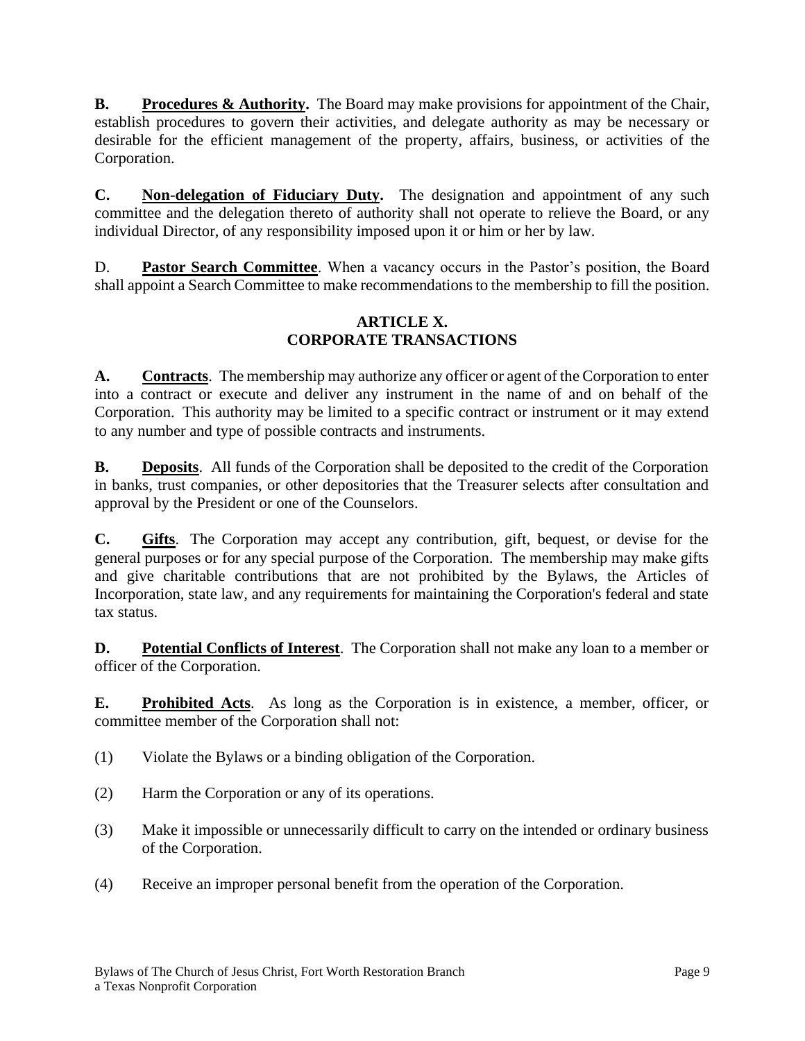**B. Procedures & Authority.** The Board may make provisions for appointment of the Chair, establish procedures to govern their activities, and delegate authority as may be necessary or desirable for the efficient management of the property, affairs, business, or activities of the Corporation.

**C. Non-delegation of Fiduciary Duty.** The designation and appointment of any such committee and the delegation thereto of authority shall not operate to relieve the Board, or any individual Director, of any responsibility imposed upon it or him or her by law.

D. **Pastor Search Committee**. When a vacancy occurs in the Pastor's position, the Board shall appoint a Search Committee to make recommendations to the membership to fill the position.

## ARTICLE X.
## CORPORATE TRANSACTIONS

**A. Contracts**. The membership may authorize any officer or agent of the Corporation to enter into a contract or execute and deliver any instrument in the name of and on behalf of the Corporation. This authority may be limited to a specific contract or instrument or it may extend to any number and type of possible contracts and instruments.

**B. Deposits**. All funds of the Corporation shall be deposited to the credit of the Corporation in banks, trust companies, or other depositories that the Treasurer selects after consultation and approval by the President or one of the Counselors.

**C. Gifts**. The Corporation may accept any contribution, gift, bequest, or devise for the general purposes or for any special purpose of the Corporation. The membership may make gifts and give charitable contributions that are not prohibited by the Bylaws, the Articles of Incorporation, state law, and any requirements for maintaining the Corporation's federal and state tax status.

**D. Potential Conflicts of Interest**. The Corporation shall not make any loan to a member or officer of the Corporation.

**E. Prohibited Acts**. As long as the Corporation is in existence, a member, officer, or committee member of the Corporation shall not:

(1) Violate the Bylaws or a binding obligation of the Corporation.

(2) Harm the Corporation or any of its operations.

(3) Make it impossible or unnecessarily difficult to carry on the intended or ordinary business of the Corporation.

(4) Receive an improper personal benefit from the operation of the Corporation.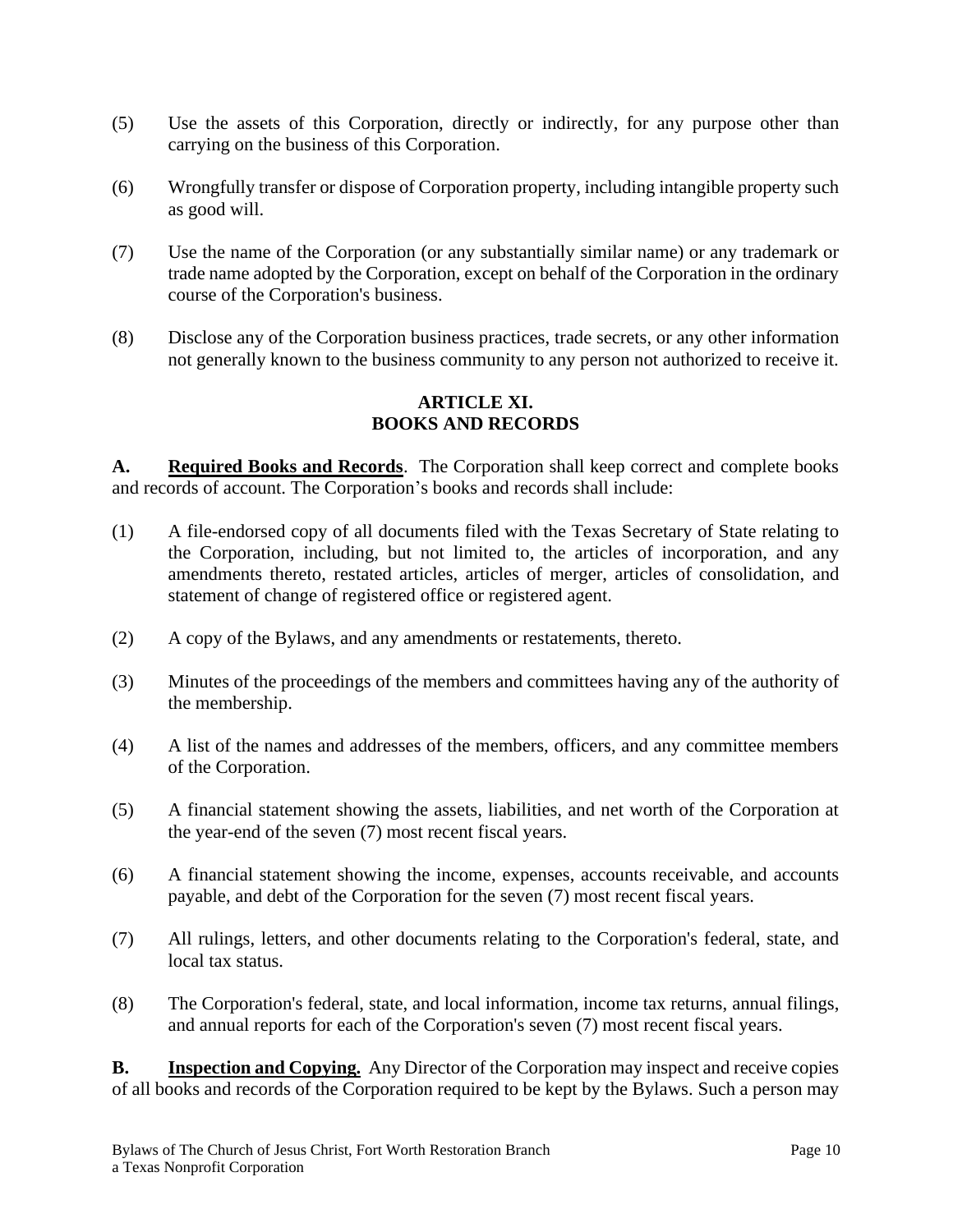(5) Use the assets of this Corporation, directly or indirectly, for any purpose other than carrying on the business of this Corporation.

(6) Wrongfully transfer or dispose of Corporation property, including intangible property such as good will.

(7) Use the name of the Corporation (or any substantially similar name) or any trademark or trade name adopted by the Corporation, except on behalf of the Corporation in the ordinary course of the Corporation's business.

(8) Disclose any of the Corporation business practices, trade secrets, or any other information not generally known to the business community to any person not authorized to receive it.

## ARTICLE XI.
## BOOKS AND RECORDS

**A. Required Books and Records**. The Corporation shall keep correct and complete books and records of account. The Corporation's books and records shall include:

(1) A file-endorsed copy of all documents filed with the Texas Secretary of State relating to the Corporation, including, but not limited to, the articles of incorporation, and any amendments thereto, restated articles, articles of merger, articles of consolidation, and statement of change of registered office or registered agent.

(2) A copy of the Bylaws, and any amendments or restatements, thereto.

(3) Minutes of the proceedings of the members and committees having any of the authority of the membership.

(4) A list of the names and addresses of the members, officers, and any committee members of the Corporation.

(5) A financial statement showing the assets, liabilities, and net worth of the Corporation at the year-end of the seven (7) most recent fiscal years.

(6) A financial statement showing the income, expenses, accounts receivable, and accounts payable, and debt of the Corporation for the seven (7) most recent fiscal years.

(7) All rulings, letters, and other documents relating to the Corporation's federal, state, and local tax status.

(8) The Corporation's federal, state, and local information, income tax returns, annual filings, and annual reports for each of the Corporation's seven (7) most recent fiscal years.

**B. Inspection and Copying.** Any Director of the Corporation may inspect and receive copies of all books and records of the Corporation required to be kept by the Bylaws. Such a person may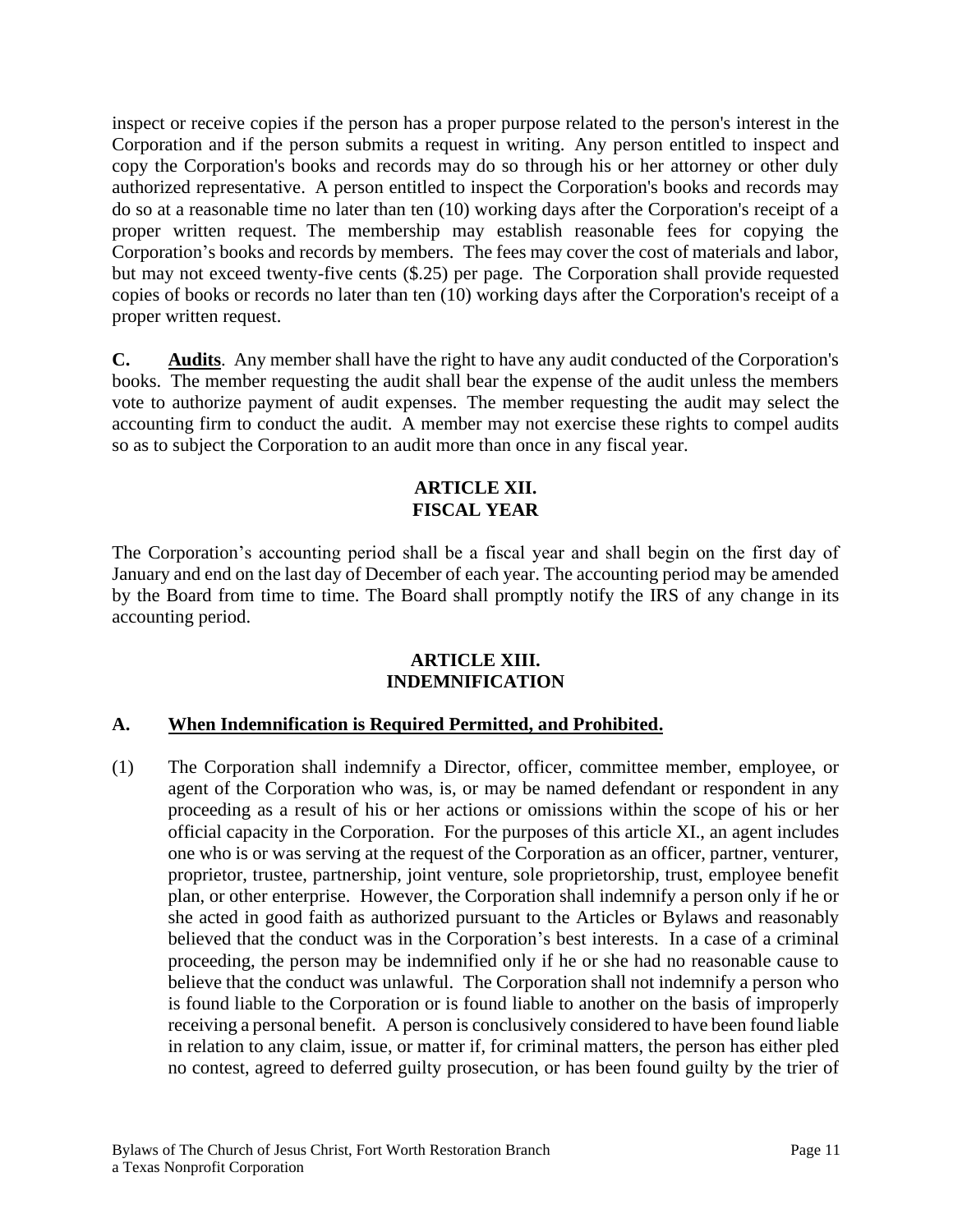inspect or receive copies if the person has a proper purpose related to the person's interest in the Corporation and if the person submits a request in writing. Any person entitled to inspect and copy the Corporation's books and records may do so through his or her attorney or other duly authorized representative. A person entitled to inspect the Corporation's books and records may do so at a reasonable time no later than ten (10) working days after the Corporation's receipt of a proper written request. The membership may establish reasonable fees for copying the Corporation's books and records by members. The fees may cover the cost of materials and labor, but may not exceed twenty-five cents ($.25) per page. The Corporation shall provide requested copies of books or records no later than ten (10) working days after the Corporation's receipt of a proper written request.

**C. <u>Audits</u>**. Any member shall have the right to have any audit conducted of the Corporation's books. The member requesting the audit shall bear the expense of the audit unless the members vote to authorize payment of audit expenses. The member requesting the audit may select the accounting firm to conduct the audit. A member may not exercise these rights to compel audits so as to subject the Corporation to an audit more than once in any fiscal year.

## ARTICLE XII.
## FISCAL YEAR

The Corporation's accounting period shall be a fiscal year and shall begin on the first day of January and end on the last day of December of each year. The accounting period may be amended by the Board from time to time. The Board shall promptly notify the IRS of any change in its accounting period.

## ARTICLE XIII.
## INDEMNIFICATION

### A. <u>When Indemnification is Required Permitted, and Prohibited.</u>

(1) The Corporation shall indemnify a Director, officer, committee member, employee, or agent of the Corporation who was, is, or may be named defendant or respondent in any proceeding as a result of his or her actions or omissions within the scope of his or her official capacity in the Corporation. For the purposes of this article XI., an agent includes one who is or was serving at the request of the Corporation as an officer, partner, venturer, proprietor, trustee, partnership, joint venture, sole proprietorship, trust, employee benefit plan, or other enterprise. However, the Corporation shall indemnify a person only if he or she acted in good faith as authorized pursuant to the Articles or Bylaws and reasonably believed that the conduct was in the Corporation's best interests. In a case of a criminal proceeding, the person may be indemnified only if he or she had no reasonable cause to believe that the conduct was unlawful. The Corporation shall not indemnify a person who is found liable to the Corporation or is found liable to another on the basis of improperly receiving a personal benefit. A person is conclusively considered to have been found liable in relation to any claim, issue, or matter if, for criminal matters, the person has either pled no contest, agreed to deferred guilty prosecution, or has been found guilty by the trier of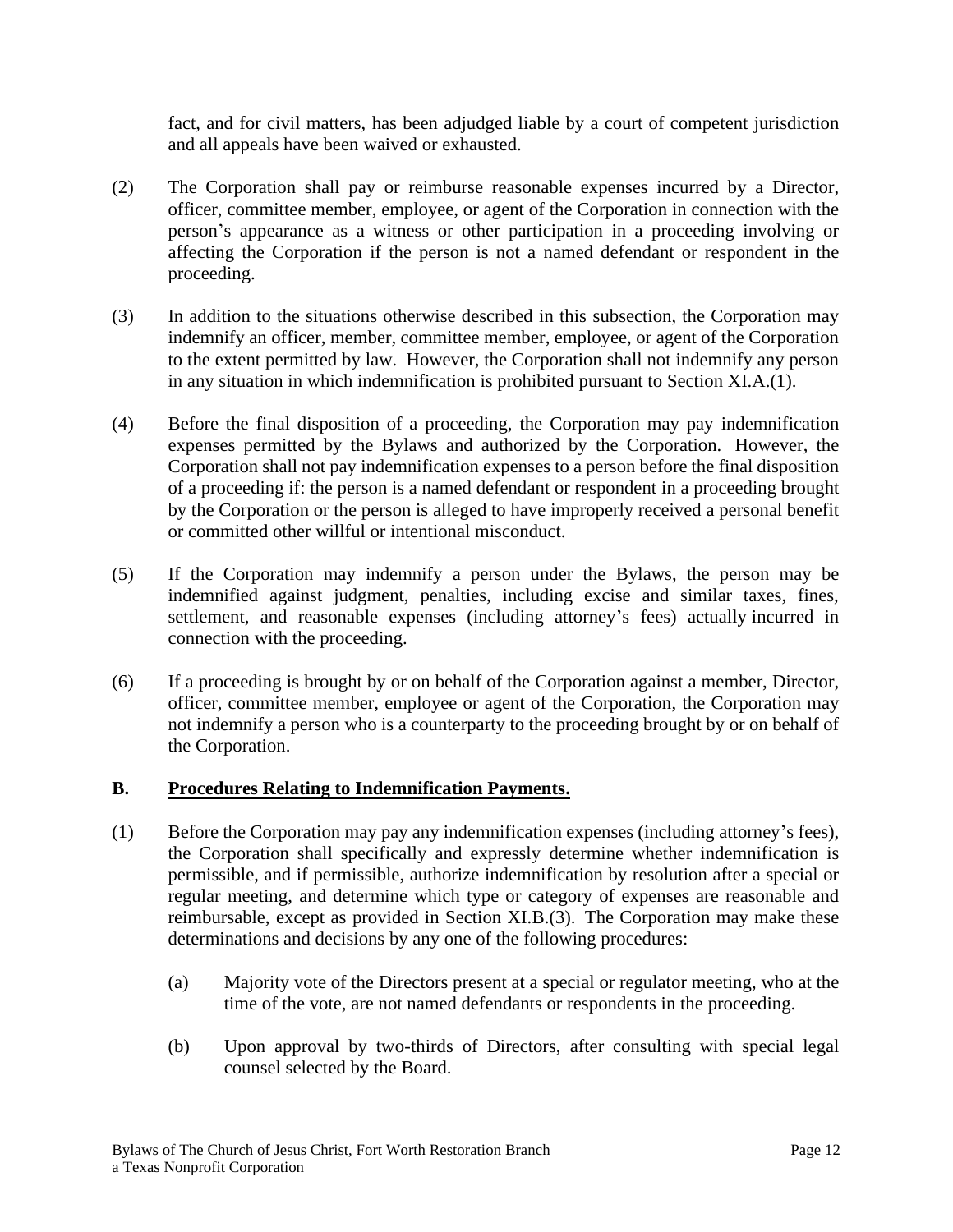fact, and for civil matters, has been adjudged liable by a court of competent jurisdiction and all appeals have been waived or exhausted.

(2) The Corporation shall pay or reimburse reasonable expenses incurred by a Director, officer, committee member, employee, or agent of the Corporation in connection with the person's appearance as a witness or other participation in a proceeding involving or affecting the Corporation if the person is not a named defendant or respondent in the proceeding.

(3) In addition to the situations otherwise described in this subsection, the Corporation may indemnify an officer, member, committee member, employee, or agent of the Corporation to the extent permitted by law. However, the Corporation shall not indemnify any person in any situation in which indemnification is prohibited pursuant to Section XI.A.(1).

(4) Before the final disposition of a proceeding, the Corporation may pay indemnification expenses permitted by the Bylaws and authorized by the Corporation. However, the Corporation shall not pay indemnification expenses to a person before the final disposition of a proceeding if: the person is a named defendant or respondent in a proceeding brought by the Corporation or the person is alleged to have improperly received a personal benefit or committed other willful or intentional misconduct.

(5) If the Corporation may indemnify a person under the Bylaws, the person may be indemnified against judgment, penalties, including excise and similar taxes, fines, settlement, and reasonable expenses (including attorney's fees) actually incurred in connection with the proceeding.

(6) If a proceeding is brought by or on behalf of the Corporation against a member, Director, officer, committee member, employee or agent of the Corporation, the Corporation may not indemnify a person who is a counterparty to the proceeding brought by or on behalf of the Corporation.

## B. Procedures Relating to Indemnification Payments.

(1) Before the Corporation may pay any indemnification expenses (including attorney's fees), the Corporation shall specifically and expressly determine whether indemnification is permissible, and if permissible, authorize indemnification by resolution after a special or regular meeting, and determine which type or category of expenses are reasonable and reimbursable, except as provided in Section XI.B.(3). The Corporation may make these determinations and decisions by any one of the following procedures:

   (a) Majority vote of the Directors present at a special or regulator meeting, who at the time of the vote, are not named defendants or respondents in the proceeding.

   (b) Upon approval by two-thirds of Directors, after consulting with special legal counsel selected by the Board.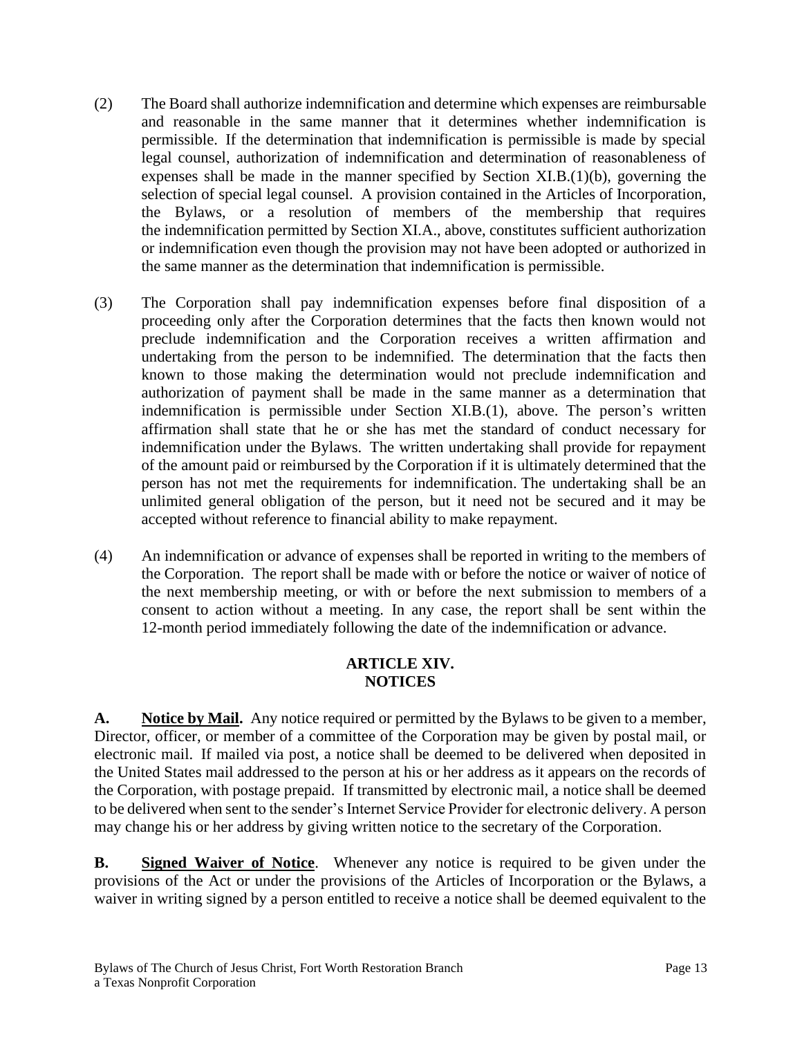(2) The Board shall authorize indemnification and determine which expenses are reimbursable and reasonable in the same manner that it determines whether indemnification is permissible. If the determination that indemnification is permissible is made by special legal counsel, authorization of indemnification and determination of reasonableness of expenses shall be made in the manner specified by Section XI.B.(1)(b), governing the selection of special legal counsel. A provision contained in the Articles of Incorporation, the Bylaws, or a resolution of members of the membership that requires the indemnification permitted by Section XI.A., above, constitutes sufficient authorization or indemnification even though the provision may not have been adopted or authorized in the same manner as the determination that indemnification is permissible.

(3) The Corporation shall pay indemnification expenses before final disposition of a proceeding only after the Corporation determines that the facts then known would not preclude indemnification and the Corporation receives a written affirmation and undertaking from the person to be indemnified. The determination that the facts then known to those making the determination would not preclude indemnification and authorization of payment shall be made in the same manner as a determination that indemnification is permissible under Section XI.B.(1), above. The person's written affirmation shall state that he or she has met the standard of conduct necessary for indemnification under the Bylaws. The written undertaking shall provide for repayment of the amount paid or reimbursed by the Corporation if it is ultimately determined that the person has not met the requirements for indemnification. The undertaking shall be an unlimited general obligation of the person, but it need not be secured and it may be accepted without reference to financial ability to make repayment.

(4) An indemnification or advance of expenses shall be reported in writing to the members of the Corporation. The report shall be made with or before the notice or waiver of notice of the next membership meeting, or with or before the next submission to members of a consent to action without a meeting. In any case, the report shall be sent within the 12-month period immediately following the date of the indemnification or advance.

## ARTICLE XIV.
## NOTICES

**A. Notice by Mail.** Any notice required or permitted by the Bylaws to be given to a member, Director, officer, or member of a committee of the Corporation may be given by postal mail, or electronic mail. If mailed via post, a notice shall be deemed to be delivered when deposited in the United States mail addressed to the person at his or her address as it appears on the records of the Corporation, with postage prepaid. If transmitted by electronic mail, a notice shall be deemed to be delivered when sent to the sender's Internet Service Provider for electronic delivery. A person may change his or her address by giving written notice to the secretary of the Corporation.

**B. Signed Waiver of Notice**. Whenever any notice is required to be given under the provisions of the Act or under the provisions of the Articles of Incorporation or the Bylaws, a waiver in writing signed by a person entitled to receive a notice shall be deemed equivalent to the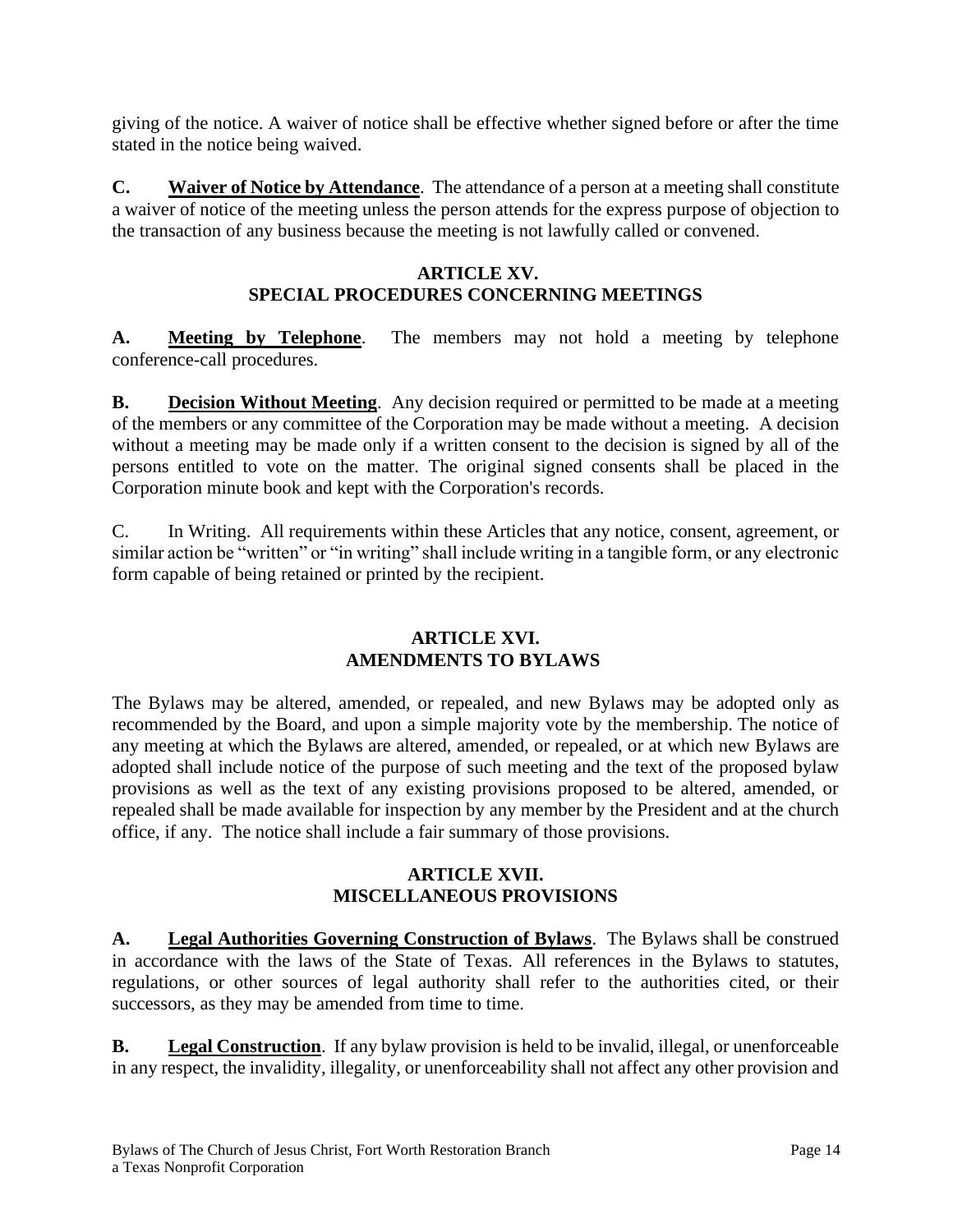giving of the notice. A waiver of notice shall be effective whether signed before or after the time stated in the notice being waived.

**C.** **Waiver of Notice by Attendance**. The attendance of a person at a meeting shall constitute a waiver of notice of the meeting unless the person attends for the express purpose of objection to the transaction of any business because the meeting is not lawfully called or convened.

## ARTICLE XV.
## SPECIAL PROCEDURES CONCERNING MEETINGS

**A.** **Meeting by Telephone**. The members may not hold a meeting by telephone conference-call procedures.

**B.** **Decision Without Meeting**. Any decision required or permitted to be made at a meeting of the members or any committee of the Corporation may be made without a meeting. A decision without a meeting may be made only if a written consent to the decision is signed by all of the persons entitled to vote on the matter. The original signed consents shall be placed in the Corporation minute book and kept with the Corporation's records.

C. In Writing. All requirements within these Articles that any notice, consent, agreement, or similar action be "written" or "in writing" shall include writing in a tangible form, or any electronic form capable of being retained or printed by the recipient.

## ARTICLE XVI.
## AMENDMENTS TO BYLAWS

The Bylaws may be altered, amended, or repealed, and new Bylaws may be adopted only as recommended by the Board, and upon a simple majority vote by the membership. The notice of any meeting at which the Bylaws are altered, amended, or repealed, or at which new Bylaws are adopted shall include notice of the purpose of such meeting and the text of the proposed bylaw provisions as well as the text of any existing provisions proposed to be altered, amended, or repealed shall be made available for inspection by any member by the President and at the church office, if any. The notice shall include a fair summary of those provisions.

## ARTICLE XVII.
## MISCELLANEOUS PROVISIONS

**A.** **Legal Authorities Governing Construction of Bylaws**. The Bylaws shall be construed in accordance with the laws of the State of Texas. All references in the Bylaws to statutes, regulations, or other sources of legal authority shall refer to the authorities cited, or their successors, as they may be amended from time to time.

**B.** **Legal Construction**. If any bylaw provision is held to be invalid, illegal, or unenforceable in any respect, the invalidity, illegality, or unenforceability shall not affect any other provision and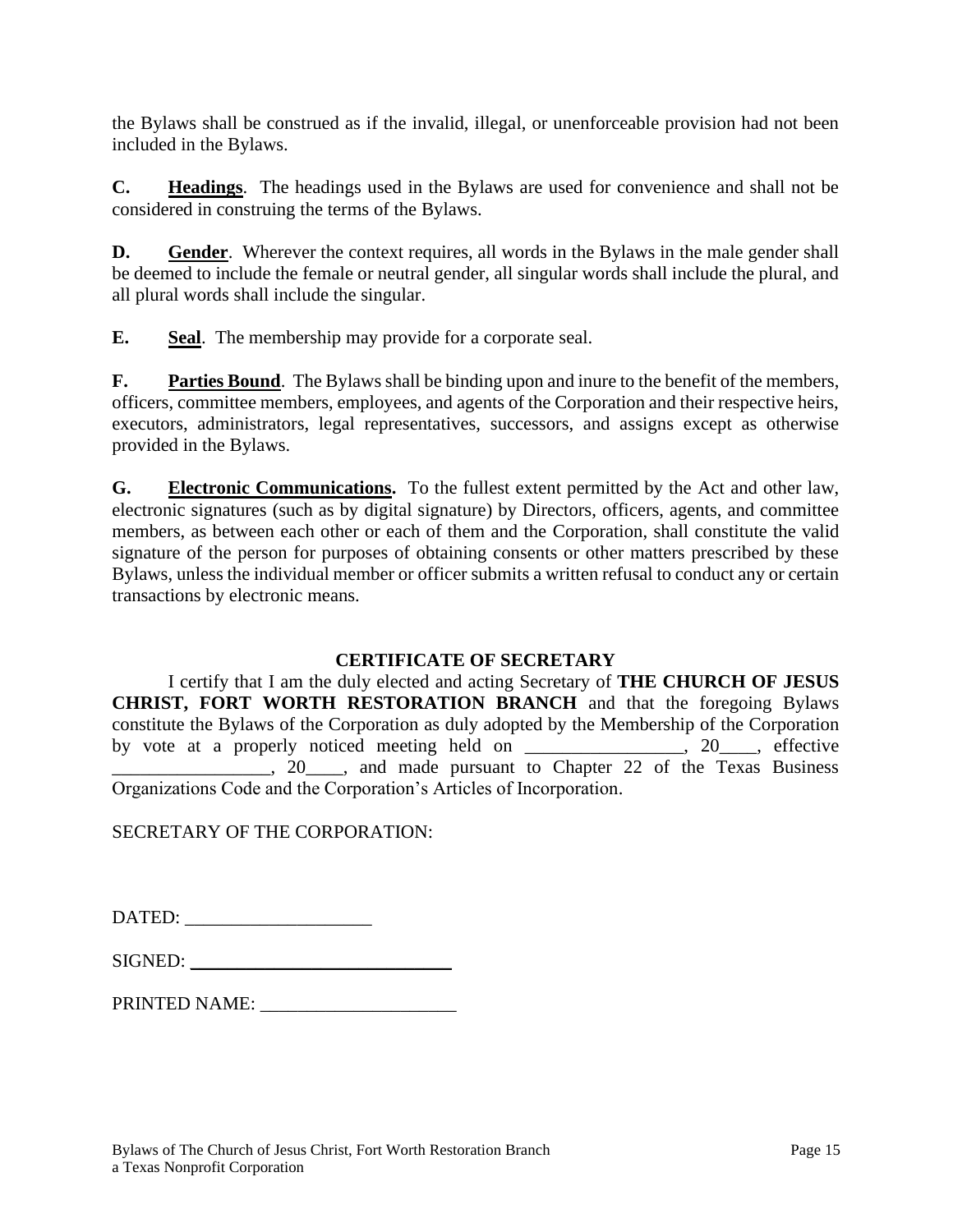the Bylaws shall be construed as if the invalid, illegal, or unenforceable provision had not been included in the Bylaws.

**C. Headings**. The headings used in the Bylaws are used for convenience and shall not be considered in construing the terms of the Bylaws.

**D. Gender**. Wherever the context requires, all words in the Bylaws in the male gender shall be deemed to include the female or neutral gender, all singular words shall include the plural, and all plural words shall include the singular.

**E. Seal**. The membership may provide for a corporate seal.

**F. Parties Bound**. The Bylaws shall be binding upon and inure to the benefit of the members, officers, committee members, employees, and agents of the Corporation and their respective heirs, executors, administrators, legal representatives, successors, and assigns except as otherwise provided in the Bylaws.

**G. Electronic Communications.** To the fullest extent permitted by the Act and other law, electronic signatures (such as by digital signature) by Directors, officers, agents, and committee members, as between each other or each of them and the Corporation, shall constitute the valid signature of the person for purposes of obtaining consents or other matters prescribed by these Bylaws, unless the individual member or officer submits a written refusal to conduct any or certain transactions by electronic means.

## CERTIFICATE OF SECRETARY

I certify that I am the duly elected and acting Secretary of **THE CHURCH OF JESUS CHRIST, FORT WORTH RESTORATION BRANCH** and that the foregoing Bylaws constitute the Bylaws of the Corporation as duly adopted by the Membership of the Corporation by vote at a properly noticed meeting held on _________________, 20____, effective _________________, 20____, and made pursuant to Chapter 22 of the Texas Business Organizations Code and the Corporation's Articles of Incorporation.

SECRETARY OF THE CORPORATION:

DATED: ____________________

SIGNED: ____________________________

PRINTED NAME: _____________________